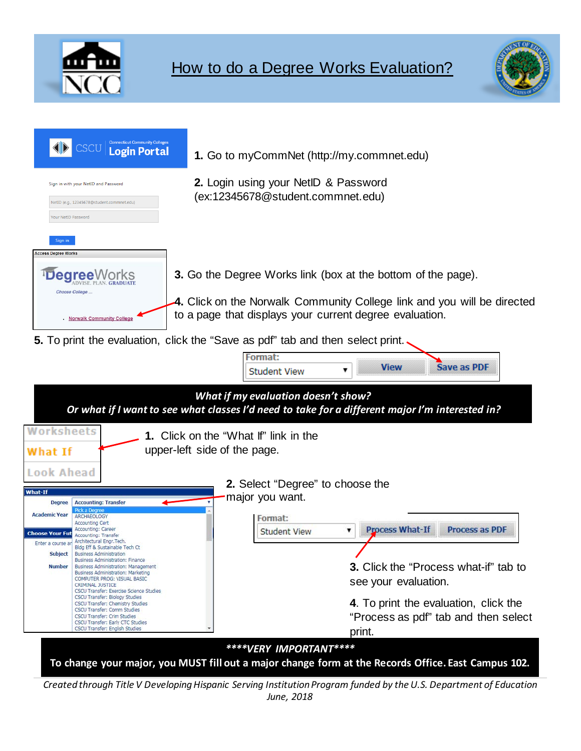# How to do a Degree Works Evaluation?

**1.** Go to myCommNet (http://my.commnet.edu)

**2.** Login using your NetID & Password (ex:12345678@student.commnet.edu)

**3.** Go the Degree Works link (box at the bottom of the page).

**4.** Click on the Norwalk Community College link and you will be directed to a page that displays your current degree evaluation.

**5.** To print the evaluation, click the "Save as pdf" tab and then select print.

***What if my evaluation doesn't show?***
***Or what if I want to see what classes I'd need to take for a different major I'm interested in?***

**1.** Click on the "What If" link in the upper-left side of the page.

**2.** Select "Degree" to choose the major you want.

**3.** Click the "Process what-if" tab to see your evaluation.

**4.** To print the evaluation, click the "Process as pdf" tab and then select print.

***\*\*\*\*VERY IMPORTANT\*\*\*\****

**To change your major, you MUST fill out a major change form at the Records Office. East Campus 102.**

*Created through Title V Developing Hispanic Serving Institution Program funded by the U.S. Department of Education*
*June, 2018*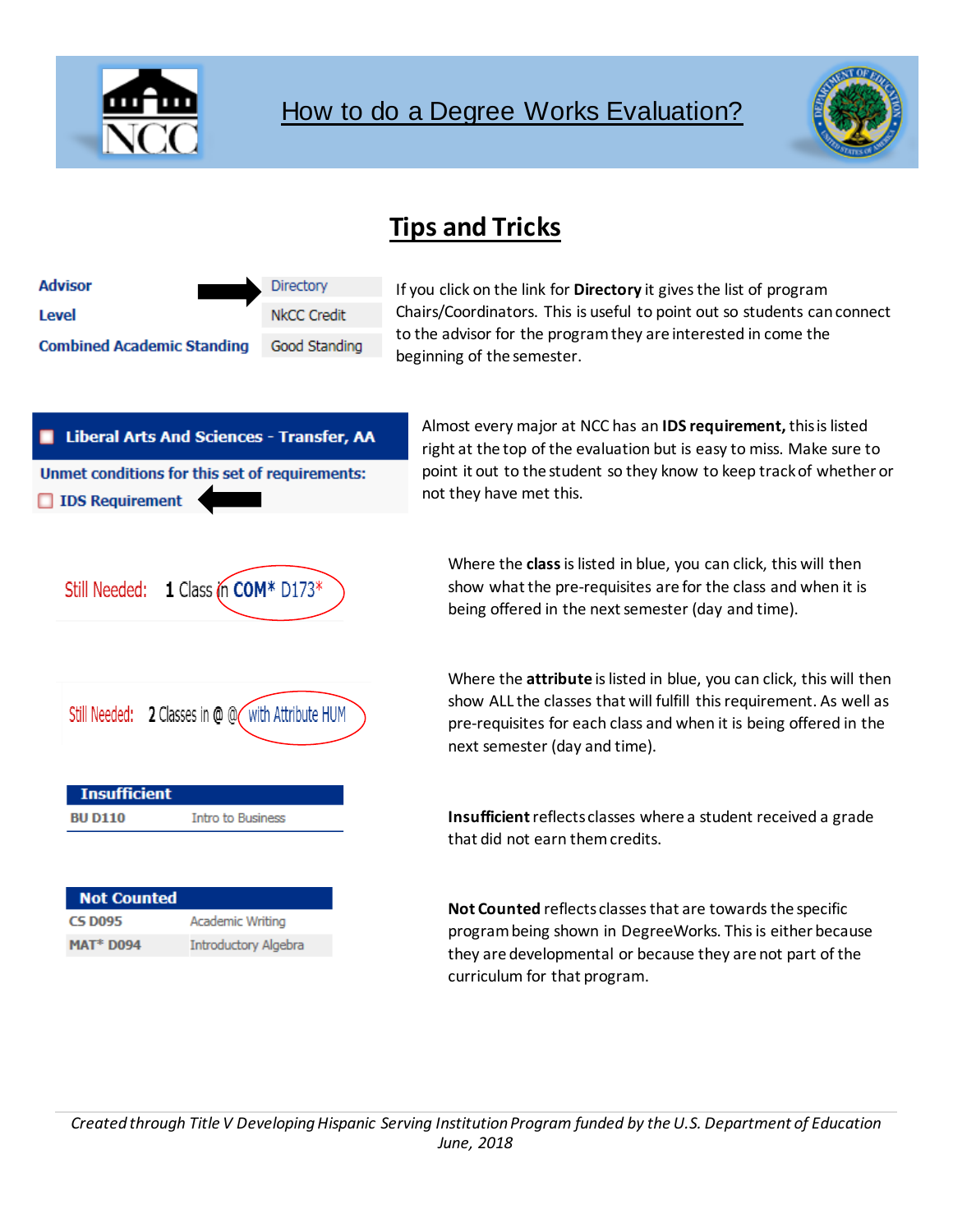# How to do a Degree Works Evaluation?

## Tips and Tricks

| | |
|---|---|
| Advisor | Directory |
| Level | NkCC Credit |
| Combined Academic Standing | Good Standing |

If you click on the link for **Directory** it gives the list of program Chairs/Coordinators. This is useful to point out so students can connect to the advisor for the program they are interested in come the beginning of the semester.

**Liberal Arts And Sciences - Transfer, AA**

Unmet conditions for this set of requirements:

IDS Requirement

Almost every major at NCC has an **IDS requirement,** this is listed right at the top of the evaluation but is easy to miss. Make sure to point it out to the student so they know to keep track of whether or not they have met this.

Still Needed: 1 Class in COM* D173*

Where the **class** is listed in blue, you can click, this will then show what the pre-requisites are for the class and when it is being offered in the next semester (day and time).

Still Needed: 2 Classes in @ @ with Attribute HUM

Where the **attribute** is listed in blue, you can click, this will then show ALL the classes that will fulfill this requirement. As well as pre-requisites for each class and when it is being offered in the next semester (day and time).

| Insufficient | |
|---|---|
| BU D110 | Intro to Business |

**Insufficient** reflects classes where a student received a grade that did not earn them credits.

| Not Counted | |
|---|---|
| CS D095 | Academic Writing |
| MAT* D094 | Introductory Algebra |

**Not Counted** reflects classes that are towards the specific program being shown in DegreeWorks. This is either because they are developmental or because they are not part of the curriculum for that program.

*Created through Title V Developing Hispanic Serving Institution Program funded by the U.S. Department of Education June, 2018*